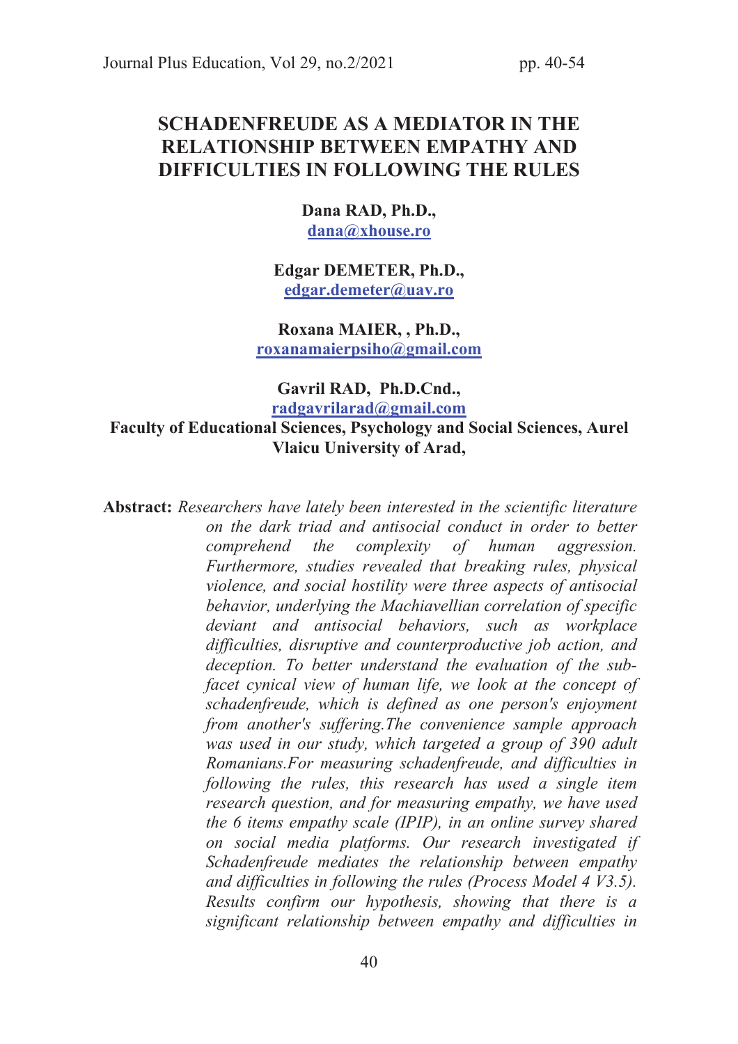# SCHADENFREUDE AS A MEDIATOR IN THE RELATIONSHIP BETWEEN EMPATHY AND DIFFICULTIES IN FOLLOWING THE RULES

**Dana RAD, Ph.D.,**
**dana@xhouse.ro**

**Edgar DEMETER, Ph.D.,**
**edgar.demeter@uav.ro**

**Roxana MAIER, , Ph.D.,**
**roxanamaierpsiho@gmail.com**

**Gavril RAD, Ph.D.Cnd.,**
**radgavrilarad@gmail.com**
**Faculty of Educational Sciences, Psychology and Social Sciences, Aurel Vlaicu University of Arad,**

**Abstract:** *Researchers have lately been interested in the scientific literature on the dark triad and antisocial conduct in order to better comprehend the complexity of human aggression. Furthermore, studies revealed that breaking rules, physical violence, and social hostility were three aspects of antisocial behavior, underlying the Machiavellian correlation of specific deviant and antisocial behaviors, such as workplace difficulties, disruptive and counterproductive job action, and deception. To better understand the evaluation of the sub-facet cynical view of human life, we look at the concept of schadenfreude, which is defined as one person's enjoyment from another's suffering.The convenience sample approach was used in our study, which targeted a group of 390 adult Romanians.For measuring schadenfreude, and difficulties in following the rules, this research has used a single item research question, and for measuring empathy, we have used the 6 items empathy scale (IPIP), in an online survey shared on social media platforms. Our research investigated if Schadenfreude mediates the relationship between empathy and difficulties in following the rules (Process Model 4 V3.5). Results confirm our hypothesis, showing that there is a significant relationship between empathy and difficulties in*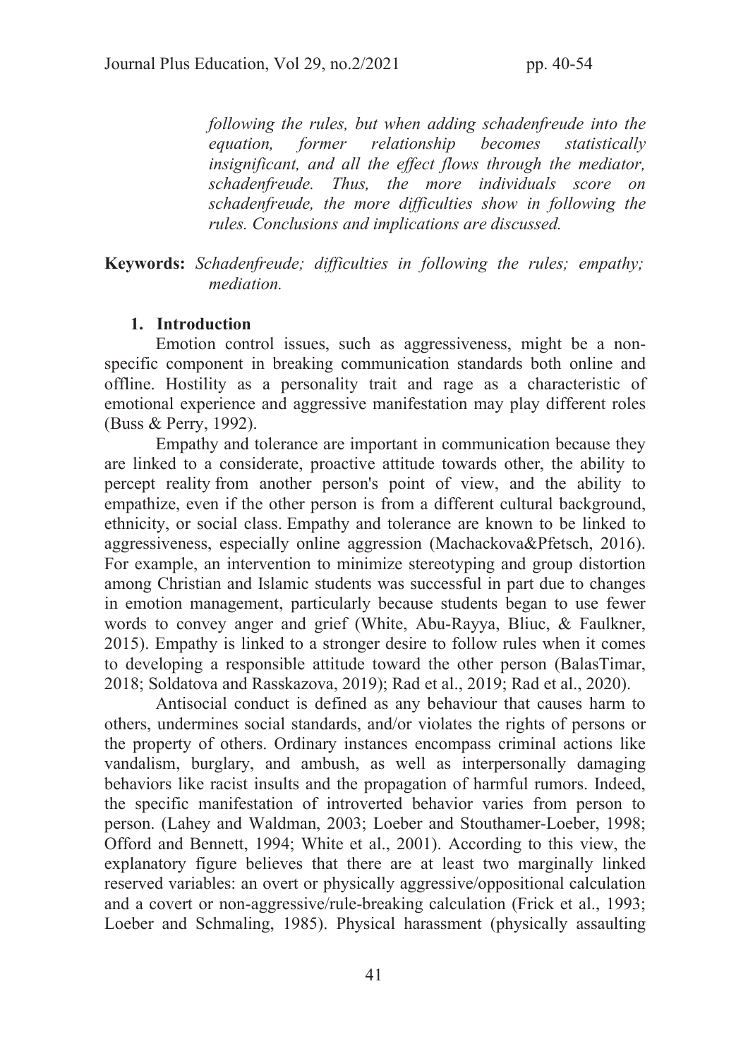*following the rules, but when adding schadenfreude into the equation, former relationship becomes statistically insignificant, and all the effect flows through the mediator, schadenfreude. Thus, the more individuals score on schadenfreude, the more difficulties show in following the rules. Conclusions and implications are discussed.*

**Keywords:** *Schadenfreude; difficulties in following the rules; empathy; mediation.*

## 1. Introduction

Emotion control issues, such as aggressiveness, might be a non-specific component in breaking communication standards both online and offline. Hostility as a personality trait and rage as a characteristic of emotional experience and aggressive manifestation may play different roles (Buss & Perry, 1992).

Empathy and tolerance are important in communication because they are linked to a considerate, proactive attitude towards other, the ability to percept reality from another person's point of view, and the ability to empathize, even if the other person is from a different cultural background, ethnicity, or social class. Empathy and tolerance are known to be linked to aggressiveness, especially online aggression (Machackova&Pfetsch, 2016). For example, an intervention to minimize stereotyping and group distortion among Christian and Islamic students was successful in part due to changes in emotion management, particularly because students began to use fewer words to convey anger and grief (White, Abu-Rayya, Bliuc, & Faulkner, 2015). Empathy is linked to a stronger desire to follow rules when it comes to developing a responsible attitude toward the other person (BalasTimar, 2018; Soldatova and Rasskazova, 2019); Rad et al., 2019; Rad et al., 2020).

Antisocial conduct is defined as any behaviour that causes harm to others, undermines social standards, and/or violates the rights of persons or the property of others. Ordinary instances encompass criminal actions like vandalism, burglary, and ambush, as well as interpersonally damaging behaviors like racist insults and the propagation of harmful rumors. Indeed, the specific manifestation of introverted behavior varies from person to person. (Lahey and Waldman, 2003; Loeber and Stouthamer-Loeber, 1998; Offord and Bennett, 1994; White et al., 2001). According to this view, the explanatory figure believes that there are at least two marginally linked reserved variables: an overt or physically aggressive/oppositional calculation and a covert or non-aggressive/rule-breaking calculation (Frick et al., 1993; Loeber and Schmaling, 1985). Physical harassment (physically assaulting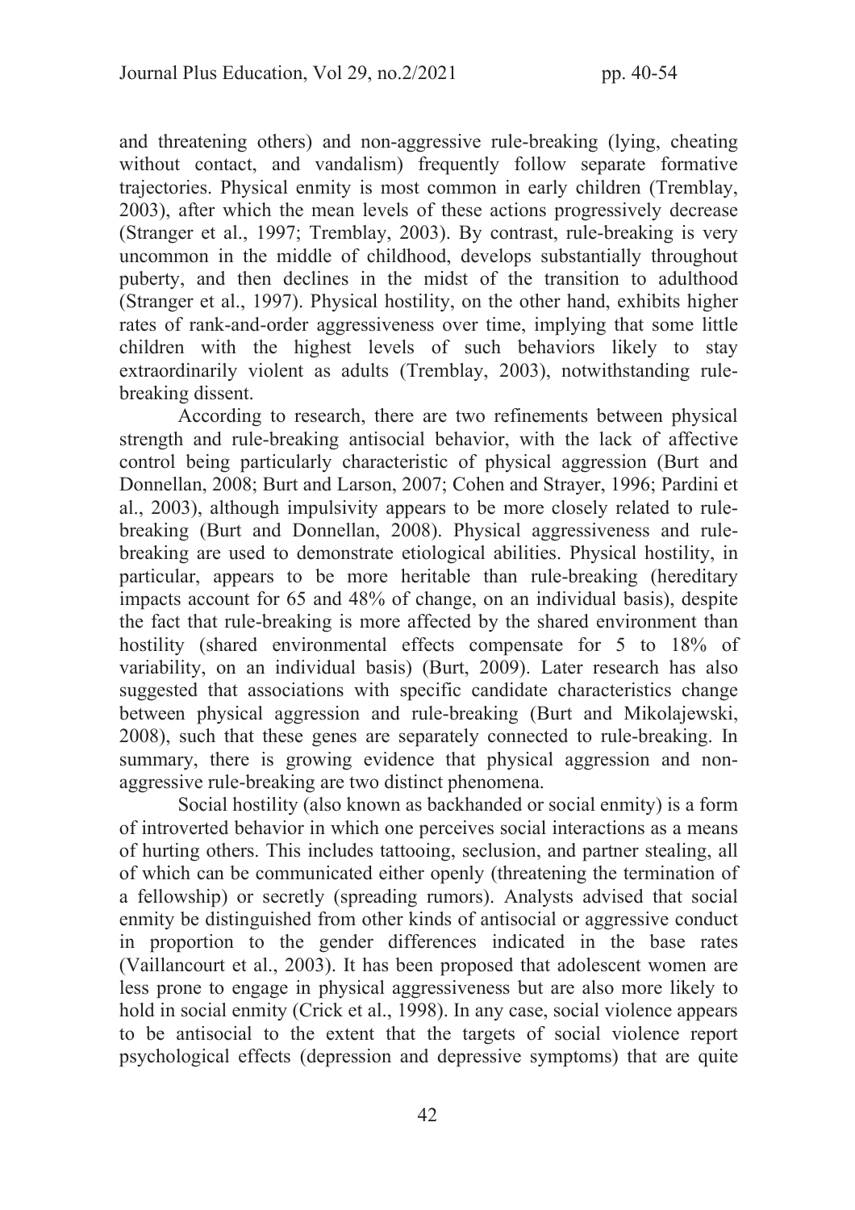and threatening others) and non-aggressive rule-breaking (lying, cheating without contact, and vandalism) frequently follow separate formative trajectories. Physical enmity is most common in early children (Tremblay, 2003), after which the mean levels of these actions progressively decrease (Stranger et al., 1997; Tremblay, 2003). By contrast, rule-breaking is very uncommon in the middle of childhood, develops substantially throughout puberty, and then declines in the midst of the transition to adulthood (Stranger et al., 1997). Physical hostility, on the other hand, exhibits higher rates of rank-and-order aggressiveness over time, implying that some little children with the highest levels of such behaviors likely to stay extraordinarily violent as adults (Tremblay, 2003), notwithstanding rule-breaking dissent.

According to research, there are two refinements between physical strength and rule-breaking antisocial behavior, with the lack of affective control being particularly characteristic of physical aggression (Burt and Donnellan, 2008; Burt and Larson, 2007; Cohen and Strayer, 1996; Pardini et al., 2003), although impulsivity appears to be more closely related to rule-breaking (Burt and Donnellan, 2008). Physical aggressiveness and rule-breaking are used to demonstrate etiological abilities. Physical hostility, in particular, appears to be more heritable than rule-breaking (hereditary impacts account for 65 and 48% of change, on an individual basis), despite the fact that rule-breaking is more affected by the shared environment than hostility (shared environmental effects compensate for 5 to 18% of variability, on an individual basis) (Burt, 2009). Later research has also suggested that associations with specific candidate characteristics change between physical aggression and rule-breaking (Burt and Mikolajewski, 2008), such that these genes are separately connected to rule-breaking. In summary, there is growing evidence that physical aggression and non-aggressive rule-breaking are two distinct phenomena.

Social hostility (also known as backhanded or social enmity) is a form of introverted behavior in which one perceives social interactions as a means of hurting others. This includes tattooing, seclusion, and partner stealing, all of which can be communicated either openly (threatening the termination of a fellowship) or secretly (spreading rumors). Analysts advised that social enmity be distinguished from other kinds of antisocial or aggressive conduct in proportion to the gender differences indicated in the base rates (Vaillancourt et al., 2003). It has been proposed that adolescent women are less prone to engage in physical aggressiveness but are also more likely to hold in social enmity (Crick et al., 1998). In any case, social violence appears to be antisocial to the extent that the targets of social violence report psychological effects (depression and depressive symptoms) that are quite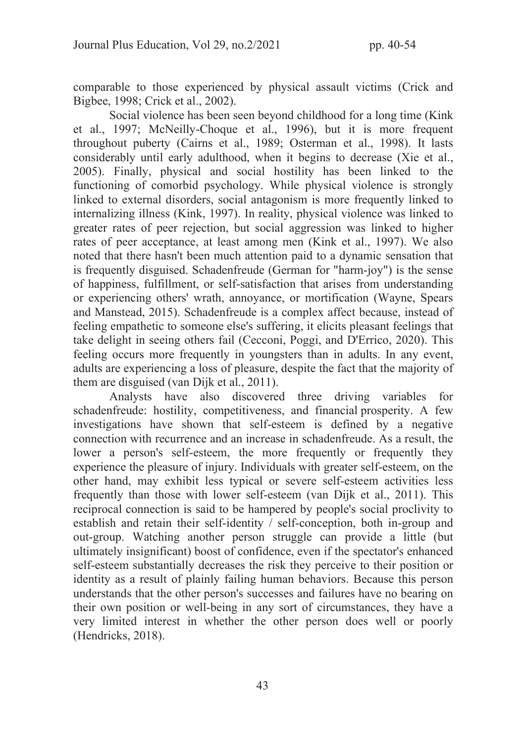comparable to those experienced by physical assault victims (Crick and Bigbee, 1998; Crick et al., 2002).

Social violence has been seen beyond childhood for a long time (Kink et al., 1997; McNeilly-Choque et al., 1996), but it is more frequent throughout puberty (Cairns et al., 1989; Osterman et al., 1998). It lasts considerably until early adulthood, when it begins to decrease (Xie et al., 2005). Finally, physical and social hostility has been linked to the functioning of comorbid psychology. While physical violence is strongly linked to external disorders, social antagonism is more frequently linked to internalizing illness (Kink, 1997). In reality, physical violence was linked to greater rates of peer rejection, but social aggression was linked to higher rates of peer acceptance, at least among men (Kink et al., 1997). We also noted that there hasn't been much attention paid to a dynamic sensation that is frequently disguised. Schadenfreude (German for "harm-joy") is the sense of happiness, fulfillment, or self-satisfaction that arises from understanding or experiencing others' wrath, annoyance, or mortification (Wayne, Spears and Manstead, 2015). Schadenfreude is a complex affect because, instead of feeling empathetic to someone else's suffering, it elicits pleasant feelings that take delight in seeing others fail (Cecconi, Poggi, and D'Errico, 2020). This feeling occurs more frequently in youngsters than in adults. In any event, adults are experiencing a loss of pleasure, despite the fact that the majority of them are disguised (van Dijk et al., 2011).

Analysts have also discovered three driving variables for schadenfreude: hostility, competitiveness, and financial prosperity. A few investigations have shown that self-esteem is defined by a negative connection with recurrence and an increase in schadenfreude. As a result, the lower a person's self-esteem, the more frequently or frequently they experience the pleasure of injury. Individuals with greater self-esteem, on the other hand, may exhibit less typical or severe self-esteem activities less frequently than those with lower self-esteem (van Dijk et al., 2011). This reciprocal connection is said to be hampered by people's social proclivity to establish and retain their self-identity / self-conception, both in-group and out-group. Watching another person struggle can provide a little (but ultimately insignificant) boost of confidence, even if the spectator's enhanced self-esteem substantially decreases the risk they perceive to their position or identity as a result of plainly failing human behaviors. Because this person understands that the other person's successes and failures have no bearing on their own position or well-being in any sort of circumstances, they have a very limited interest in whether the other person does well or poorly (Hendricks, 2018).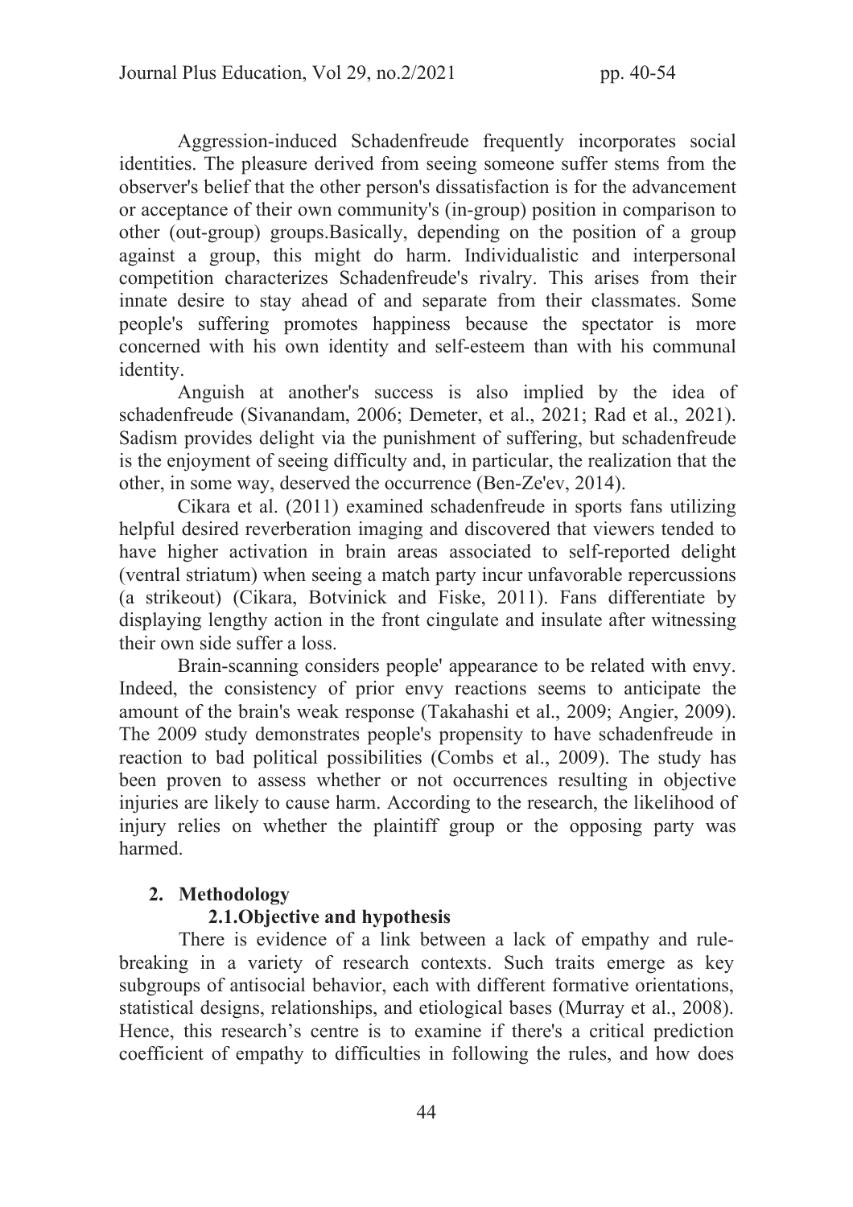Aggression-induced Schadenfreude frequently incorporates social identities. The pleasure derived from seeing someone suffer stems from the observer's belief that the other person's dissatisfaction is for the advancement or acceptance of their own community's (in-group) position in comparison to other (out-group) groups.Basically, depending on the position of a group against a group, this might do harm. Individualistic and interpersonal competition characterizes Schadenfreude's rivalry. This arises from their innate desire to stay ahead of and separate from their classmates. Some people's suffering promotes happiness because the spectator is more concerned with his own identity and self-esteem than with his communal identity.

Anguish at another's success is also implied by the idea of schadenfreude (Sivanandam, 2006; Demeter, et al., 2021; Rad et al., 2021). Sadism provides delight via the punishment of suffering, but schadenfreude is the enjoyment of seeing difficulty and, in particular, the realization that the other, in some way, deserved the occurrence (Ben-Ze'ev, 2014).

Cikara et al. (2011) examined schadenfreude in sports fans utilizing helpful desired reverberation imaging and discovered that viewers tended to have higher activation in brain areas associated to self-reported delight (ventral striatum) when seeing a match party incur unfavorable repercussions (a strikeout) (Cikara, Botvinick and Fiske, 2011). Fans differentiate by displaying lengthy action in the front cingulate and insulate after witnessing their own side suffer a loss.

Brain-scanning considers people' appearance to be related with envy. Indeed, the consistency of prior envy reactions seems to anticipate the amount of the brain's weak response (Takahashi et al., 2009; Angier, 2009). The 2009 study demonstrates people's propensity to have schadenfreude in reaction to bad political possibilities (Combs et al., 2009). The study has been proven to assess whether or not occurrences resulting in objective injuries are likely to cause harm. According to the research, the likelihood of injury relies on whether the plaintiff group or the opposing party was harmed.

## 2. Methodology

### 2.1. Objective and hypothesis

There is evidence of a link between a lack of empathy and rule-breaking in a variety of research contexts. Such traits emerge as key subgroups of antisocial behavior, each with different formative orientations, statistical designs, relationships, and etiological bases (Murray et al., 2008). Hence, this research's centre is to examine if there's a critical prediction coefficient of empathy to difficulties in following the rules, and how does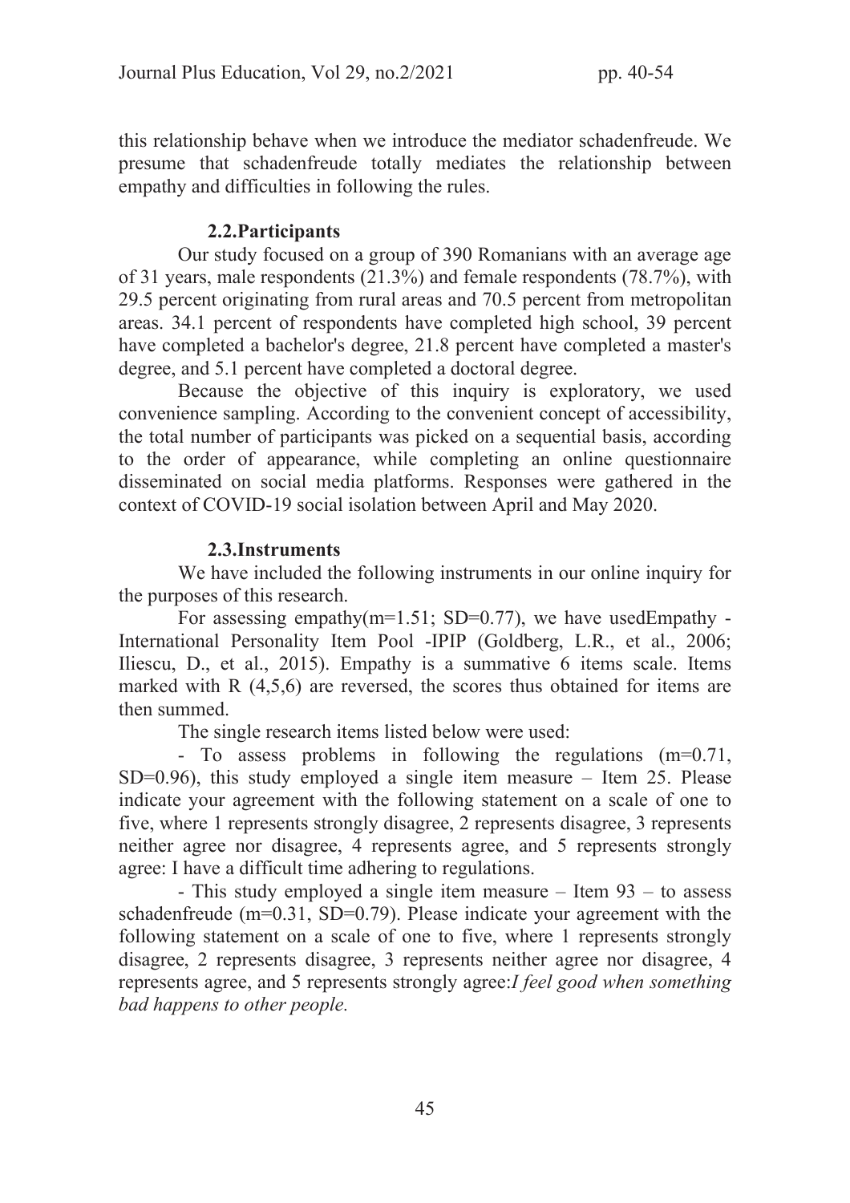this relationship behave when we introduce the mediator schadenfreude. We presume that schadenfreude totally mediates the relationship between empathy and difficulties in following the rules.

### 2.2. Participants

Our study focused on a group of 390 Romanians with an average age of 31 years, male respondents (21.3%) and female respondents (78.7%), with 29.5 percent originating from rural areas and 70.5 percent from metropolitan areas. 34.1 percent of respondents have completed high school, 39 percent have completed a bachelor's degree, 21.8 percent have completed a master's degree, and 5.1 percent have completed a doctoral degree.

Because the objective of this inquiry is exploratory, we used convenience sampling. According to the convenient concept of accessibility, the total number of participants was picked on a sequential basis, according to the order of appearance, while completing an online questionnaire disseminated on social media platforms. Responses were gathered in the context of COVID-19 social isolation between April and May 2020.

### 2.3. Instruments

We have included the following instruments in our online inquiry for the purposes of this research.

For assessing empathy(m=1.51; SD=0.77), we have usedEmpathy - International Personality Item Pool -IPIP (Goldberg, L.R., et al., 2006; Iliescu, D., et al., 2015). Empathy is a summative 6 items scale. Items marked with R (4,5,6) are reversed, the scores thus obtained for items are then summed.

The single research items listed below were used:

- To assess problems in following the regulations (m=0.71, SD=0.96), this study employed a single item measure – Item 25. Please indicate your agreement with the following statement on a scale of one to five, where 1 represents strongly disagree, 2 represents disagree, 3 represents neither agree nor disagree, 4 represents agree, and 5 represents strongly agree: I have a difficult time adhering to regulations.

- This study employed a single item measure – Item 93 – to assess schadenfreude (m=0.31, SD=0.79). Please indicate your agreement with the following statement on a scale of one to five, where 1 represents strongly disagree, 2 represents disagree, 3 represents neither agree nor disagree, 4 represents agree, and 5 represents strongly agree:*I feel good when something bad happens to other people.*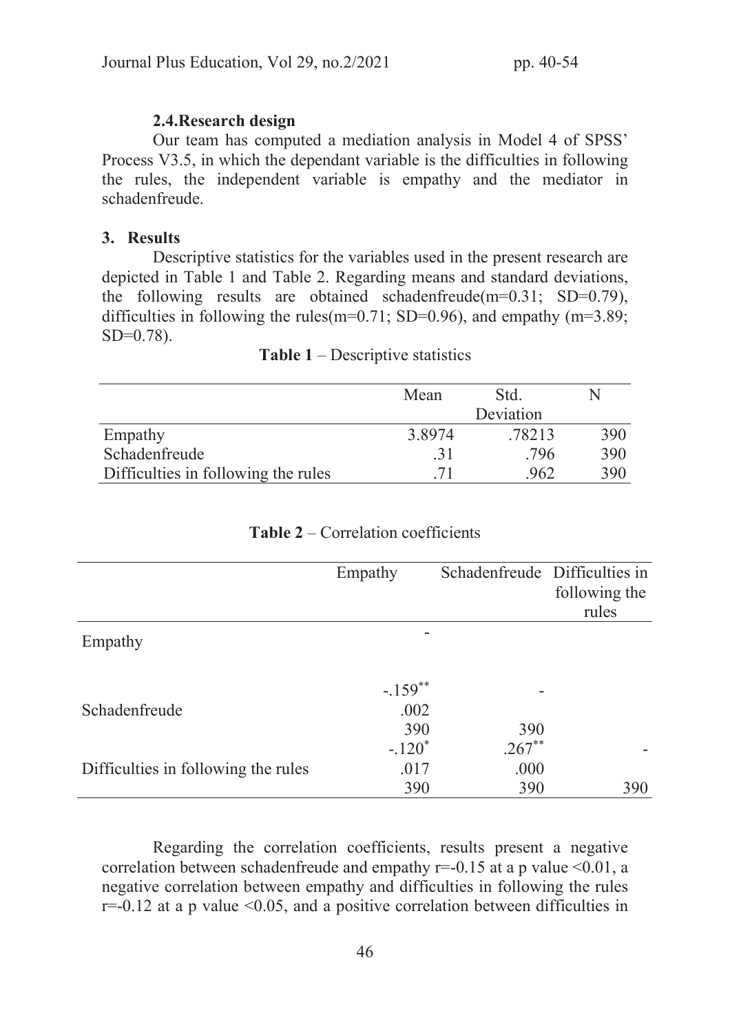### 2.4. Research design

Our team has computed a mediation analysis in Model 4 of SPSS' Process V3.5, in which the dependant variable is the difficulties in following the rules, the independent variable is empathy and the mediator in schadenfreude.

## 3. Results

Descriptive statistics for the variables used in the present research are depicted in Table 1 and Table 2. Regarding means and standard deviations, the following results are obtained schadenfreude(m=0.31; SD=0.79), difficulties in following the rules(m=0.71; SD=0.96), and empathy (m=3.89; SD=0.78).

**Table 1** – Descriptive statistics

| | Mean | Std. Deviation | N |
|---|---|---|---|
| Empathy | 3.8974 | .78213 | 390 |
| Schadenfreude | .31 | .796 | 390 |
| Difficulties in following the rules | .71 | .962 | 390 |

**Table 2** – Correlation coefficients

| | Empathy | Schadenfreude | Difficulties in following the rules |
|---|---|---|---|
| Empathy | - | | |
| Schadenfreude | $-.159^{**}$<br>.002<br>390 | -<br><br>390 | |
| Difficulties in following the rules | $-.120^{*}$<br>.017<br>390 | $.267^{**}$<br>.000<br>390 | -<br><br>390 |

Regarding the correlation coefficients, results present a negative correlation between schadenfreude and empathy $r=-0.15$ at a p value $<0.01$, a negative correlation between empathy and difficulties in following the rules $r=-0.12$ at a p value $<0.05$, and a positive correlation between difficulties in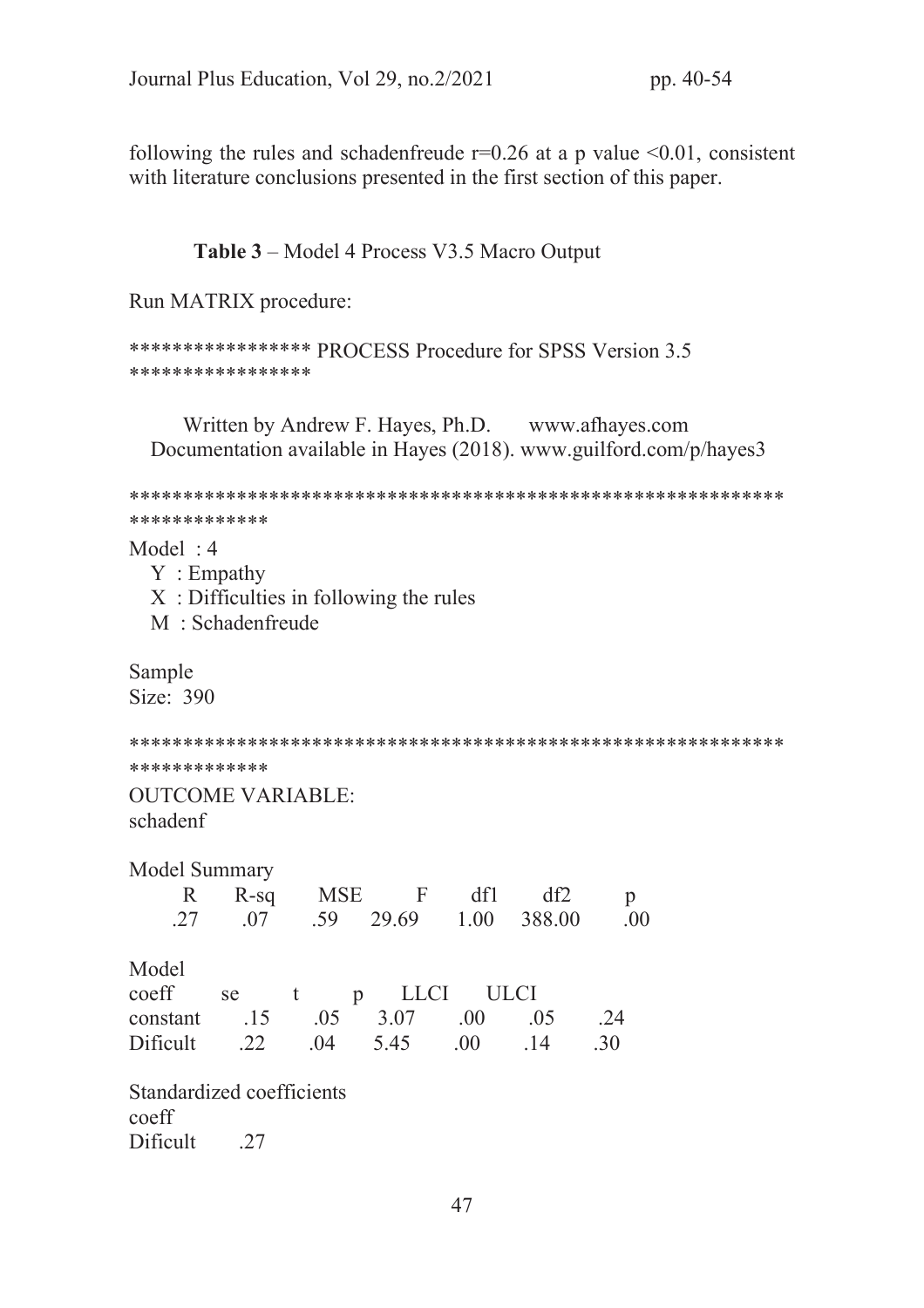following the rules and schadenfreude r=0.26 at a p value <0.01, consistent with literature conclusions presented in the first section of this paper.

**Table 3** – Model 4 Process V3.5 Macro Output

Run MATRIX procedure:

***************** PROCESS Procedure for SPSS Version 3.5 *****************

Written by Andrew F. Hayes, Ph.D. www.afhayes.com
Documentation available in Hayes (2018). www.guilford.com/p/hayes3

**************************************************************************

Model : 4
Y : Empathy
X : Difficulties in following the rules
M : Schadenfreude

Sample
Size: 390

**************************************************************************

OUTCOME VARIABLE:
schadenf

Model Summary

| R | R-sq | MSE | F | df1 | df2 | p |
|---|---|---|---|---|---|---|
| .27 | .07 | .59 | 29.69 | 1.00 | 388.00 | .00 |

Model

| | coeff | se | t | p | LLCI | ULCI |
|---|---|---|---|---|---|---|
| constant | .15 | .05 | 3.07 | .00 | .05 | .24 |
| Dificult | .22 | .04 | 5.45 | .00 | .14 | .30 |

Standardized coefficients

| | coeff |
|---|---|
| Dificult | .27 |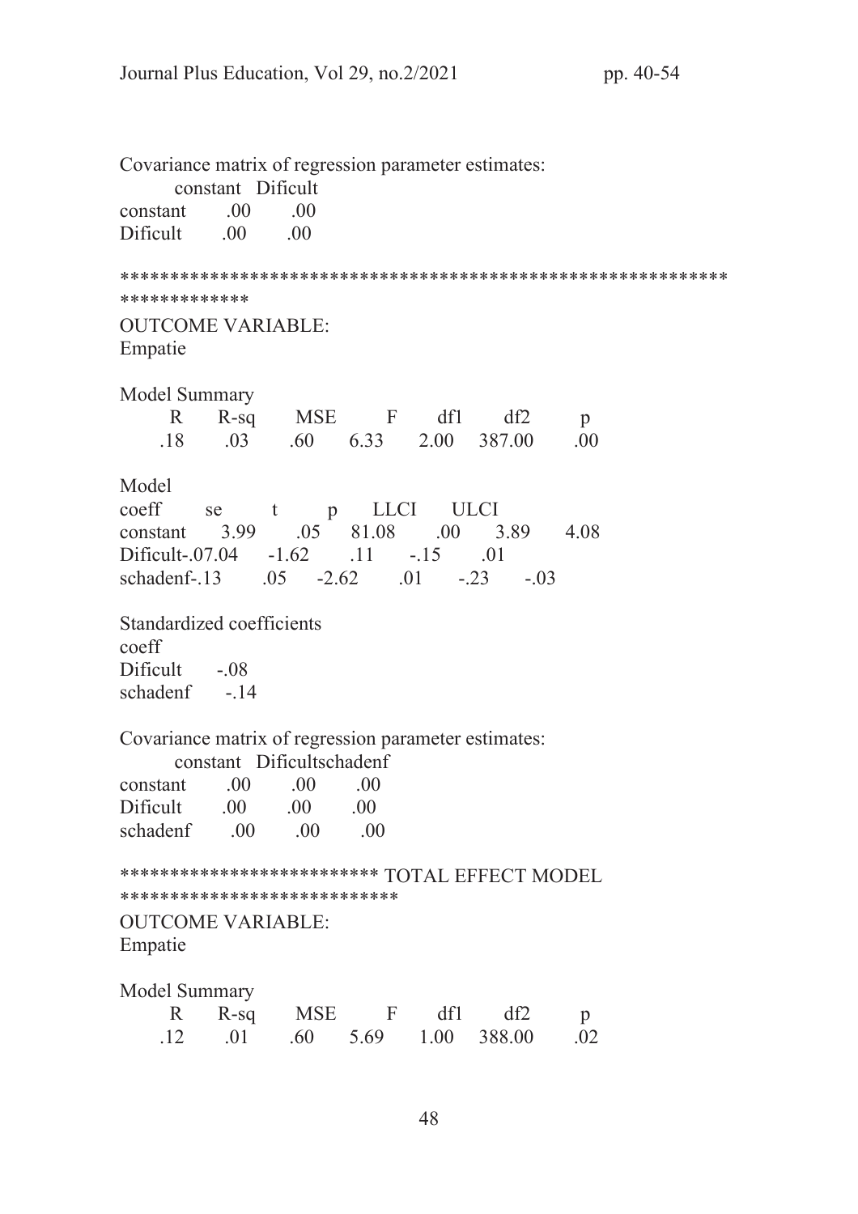Covariance matrix of regression parameter estimates:

|  | constant | Dificult |
|---|---|---|
| constant | .00 | .00 |
| Dificult | .00 | .00 |

*************************************************************************

OUTCOME VARIABLE:
Empatie

Model Summary

| R | R-sq | MSE | F | df1 | df2 | p |
|---|---|---|---|---|---|---|
| .18 | .03 | .60 | 6.33 | 2.00 | 387.00 | .00 |

Model

| | coeff | se | t | p | LLCI | ULCI |
|---|---|---|---|---|---|---|
| constant | 3.99 | .05 | 81.08 | .00 | 3.89 | 4.08 |
| Dificult | -.07 | .04 | -1.62 | .11 | -.15 | .01 |
| schadenf | -.13 | .05 | -2.62 | .01 | -.23 | -.03 |

Standardized coefficients

| | coeff |
|---|---|
| Dificult | -.08 |
| schadenf | -.14 |

Covariance matrix of regression parameter estimates:

|  | constant | Dificult | schadenf |
|---|---|---|---|
| constant | .00 | .00 | .00 |
| Dificult | .00 | .00 | .00 |
| schadenf | .00 | .00 | .00 |

************************** TOTAL EFFECT MODEL ****************************

OUTCOME VARIABLE:
Empatie

Model Summary

| R | R-sq | MSE | F | df1 | df2 | p |
|---|---|---|---|---|---|---|
| .12 | .01 | .60 | 5.69 | 1.00 | 388.00 | .02 |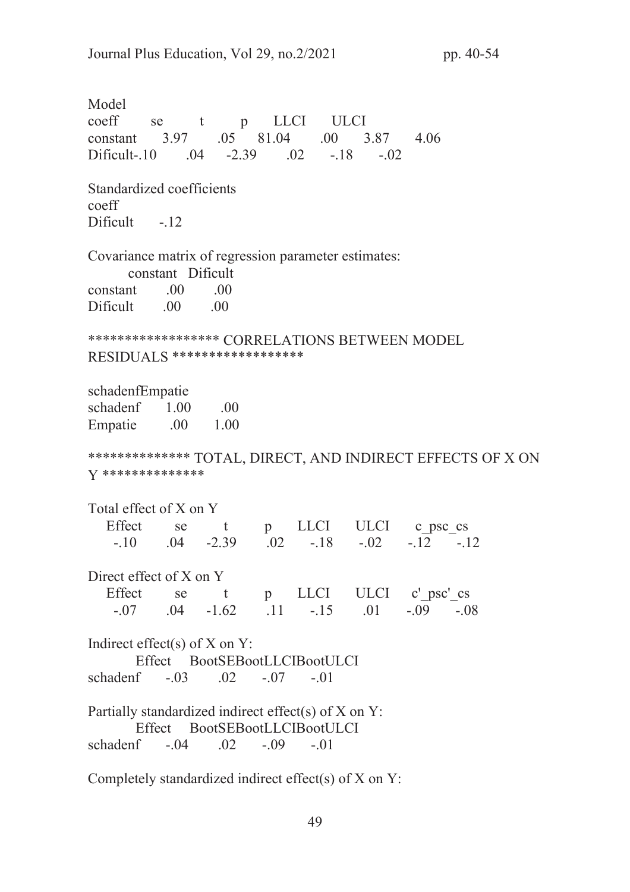Model

| | coeff | se | t | p | LLCI | ULCI |
|---|---|---|---|---|---|---|
| constant | 3.97 | .05 | 81.04 | .00 | 3.87 | 4.06 |
| Dificult | -.10 | .04 | -2.39 | .02 | -.18 | -.02 |

Standardized coefficients

| | coeff |
|---|---|
| Dificult | -.12 |

Covariance matrix of regression parameter estimates:

| | constant | Dificult |
|---|---|---|
| constant | .00 | .00 |
| Dificult | .00 | .00 |

****************** CORRELATIONS BETWEEN MODEL RESIDUALS ******************

| | schadenf | Empatie |
|---|---|---|
| schadenf | 1.00 | .00 |
| Empatie | .00 | 1.00 |

************** TOTAL, DIRECT, AND INDIRECT EFFECTS OF X ON Y **************

Total effect of X on Y

| Effect | se | t | p | LLCI | ULCI | c_ps | c_cs |
|---|---|---|---|---|---|---|---|
| -.10 | .04 | -2.39 | .02 | -.18 | -.02 | -.12 | -.12 |

Direct effect of X on Y

| Effect | se | t | p | LLCI | ULCI | c'_ps | c'_cs |
|---|---|---|---|---|---|---|---|
| -.07 | .04 | -1.62 | .11 | -.15 | .01 | -.09 | -.08 |

Indirect effect(s) of X on Y:

| | Effect | BootSE | BootLLCI | BootULCI |
|---|---|---|---|---|
| schadenf | -.03 | .02 | -.07 | -.01 |

Partially standardized indirect effect(s) of X on Y:

| | Effect | BootSE | BootLLCI | BootULCI |
|---|---|---|---|---|
| schadenf | -.04 | .02 | -.09 | -.01 |

Completely standardized indirect effect(s) of X on Y: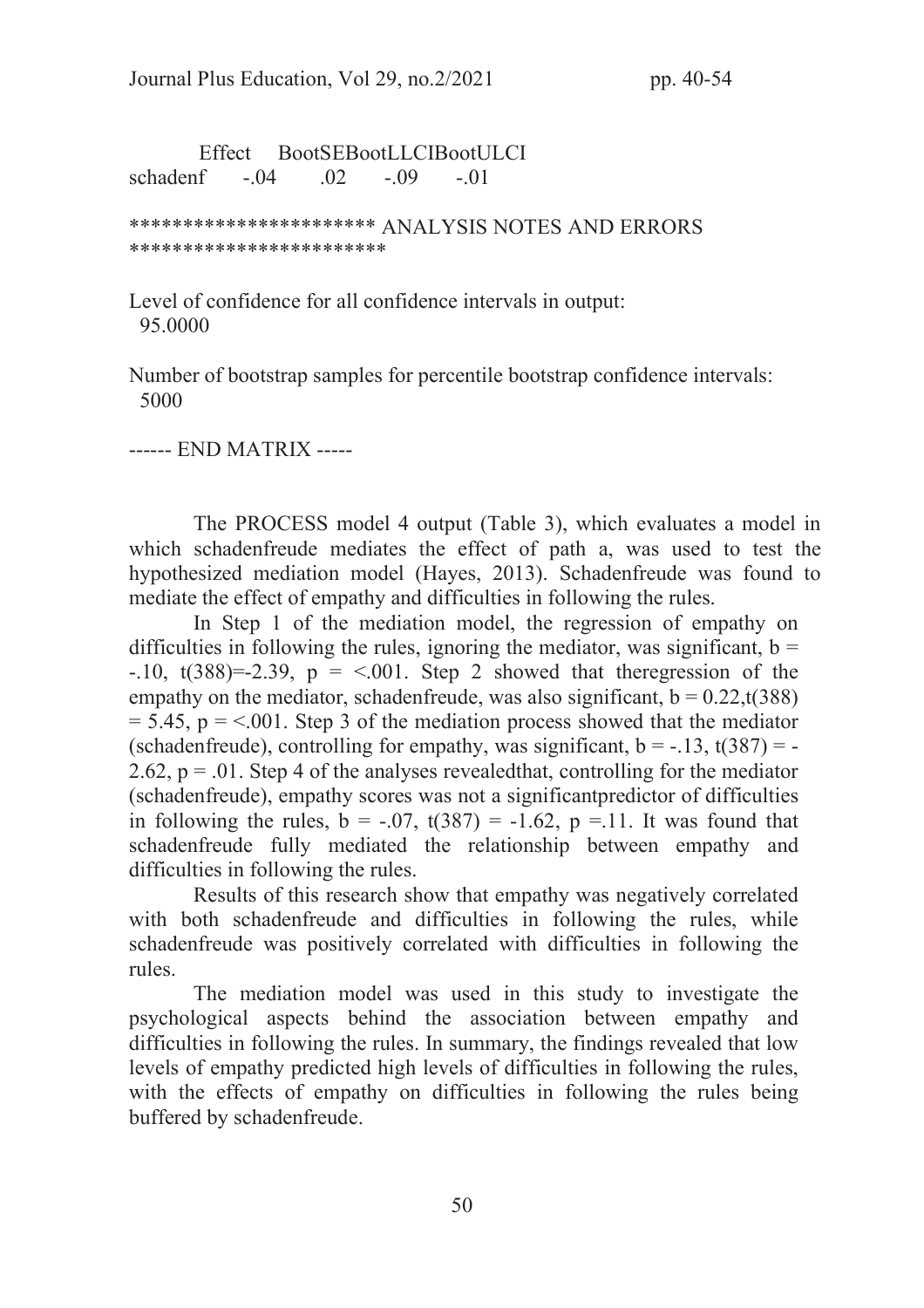| | Effect | BootSE | BootLLCI | BootULCI |
|---|---|---|---|---|
| schadenf | -.04 | .02 | -.09 | -.01 |

*********************** ANALYSIS NOTES AND ERRORS ************************

Level of confidence for all confidence intervals in output:
95.0000

Number of bootstrap samples for percentile bootstrap confidence intervals:
5000

------ END MATRIX -----

The PROCESS model 4 output (Table 3), which evaluates a model in which schadenfreude mediates the effect of path a, was used to test the hypothesized mediation model (Hayes, 2013). Schadenfreude was found to mediate the effect of empathy and difficulties in following the rules.

In Step 1 of the mediation model, the regression of empathy on difficulties in following the rules, ignoring the mediator, was significant, $b = -.10$, $t(388)=-2.39$, $p = <.001$. Step 2 showed that theregression of the empathy on the mediator, schadenfreude, was also significant, $b = 0.22$,$t(388) = 5.45$, $p = <.001$. Step 3 of the mediation process showed that the mediator (schadenfreude), controlling for empathy, was significant, $b = -.13$, $t(387) = -2.62$, $p = .01$. Step 4 of the analyses revealedthat, controlling for the mediator (schadenfreude), empathy scores was not a significantpredictor of difficulties in following the rules, $b = -.07$, $t(387) = -1.62$, $p =.11$. It was found that schadenfreude fully mediated the relationship between empathy and difficulties in following the rules.

Results of this research show that empathy was negatively correlated with both schadenfreude and difficulties in following the rules, while schadenfreude was positively correlated with difficulties in following the rules.

The mediation model was used in this study to investigate the psychological aspects behind the association between empathy and difficulties in following the rules. In summary, the findings revealed that low levels of empathy predicted high levels of difficulties in following the rules, with the effects of empathy on difficulties in following the rules being buffered by schadenfreude.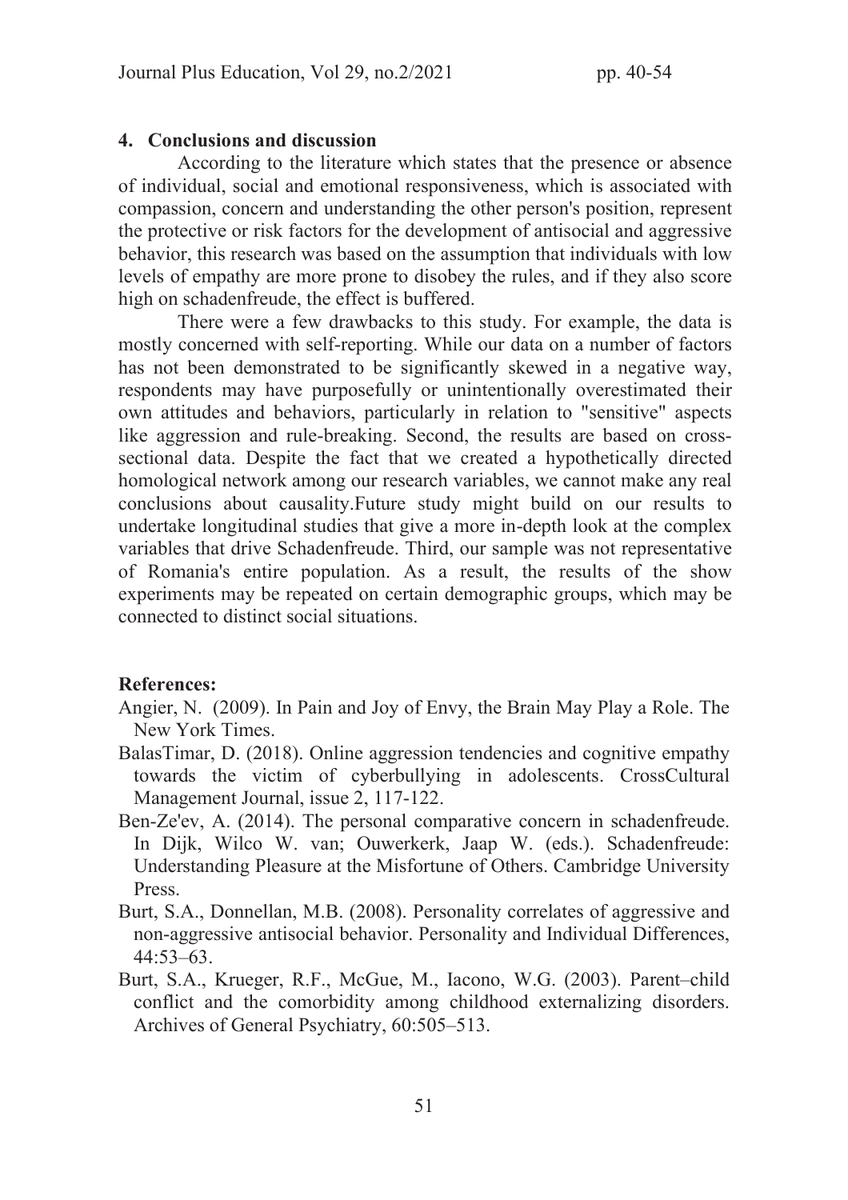## 4. Conclusions and discussion

According to the literature which states that the presence or absence of individual, social and emotional responsiveness, which is associated with compassion, concern and understanding the other person's position, represent the protective or risk factors for the development of antisocial and aggressive behavior, this research was based on the assumption that individuals with low levels of empathy are more prone to disobey the rules, and if they also score high on schadenfreude, the effect is buffered.

There were a few drawbacks to this study. For example, the data is mostly concerned with self-reporting. While our data on a number of factors has not been demonstrated to be significantly skewed in a negative way, respondents may have purposefully or unintentionally overestimated their own attitudes and behaviors, particularly in relation to "sensitive" aspects like aggression and rule-breaking. Second, the results are based on cross-sectional data. Despite the fact that we created a hypothetically directed homological network among our research variables, we cannot make any real conclusions about causality.Future study might build on our results to undertake longitudinal studies that give a more in-depth look at the complex variables that drive Schadenfreude. Third, our sample was not representative of Romania's entire population. As a result, the results of the show experiments may be repeated on certain demographic groups, which may be connected to distinct social situations.

## References:

Angier, N. (2009). In Pain and Joy of Envy, the Brain May Play a Role. The New York Times.

BalasTimar, D. (2018). Online aggression tendencies and cognitive empathy towards the victim of cyberbullying in adolescents. CrossCultural Management Journal, issue 2, 117-122.

Ben-Ze'ev, A. (2014). The personal comparative concern in schadenfreude. In Dijk, Wilco W. van; Ouwerkerk, Jaap W. (eds.). Schadenfreude: Understanding Pleasure at the Misfortune of Others. Cambridge University Press.

Burt, S.A., Donnellan, M.B. (2008). Personality correlates of aggressive and non-aggressive antisocial behavior. Personality and Individual Differences, 44:53–63.

Burt, S.A., Krueger, R.F., McGue, M., Iacono, W.G. (2003). Parent–child conflict and the comorbidity among childhood externalizing disorders. Archives of General Psychiatry, 60:505–513.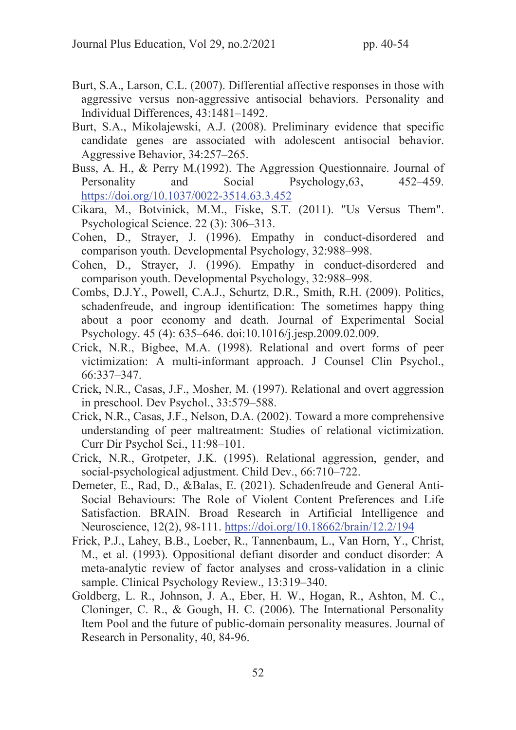Burt, S.A., Larson, C.L. (2007). Differential affective responses in those with aggressive versus non-aggressive antisocial behaviors. Personality and Individual Differences, 43:1481–1492.

Burt, S.A., Mikolajewski, A.J. (2008). Preliminary evidence that specific candidate genes are associated with adolescent antisocial behavior. Aggressive Behavior, 34:257–265.

Buss, A. H., & Perry M.(1992). The Aggression Questionnaire. Journal of Personality and Social Psychology,63, 452–459. https://doi.org/10.1037/0022-3514.63.3.452

Cikara, M., Botvinick, M.M., Fiske, S.T. (2011). "Us Versus Them". Psychological Science. 22 (3): 306–313.

Cohen, D., Strayer, J. (1996). Empathy in conduct-disordered and comparison youth. Developmental Psychology, 32:988–998.

Cohen, D., Strayer, J. (1996). Empathy in conduct-disordered and comparison youth. Developmental Psychology, 32:988–998.

Combs, D.J.Y., Powell, C.A.J., Schurtz, D.R., Smith, R.H. (2009). Politics, schadenfreude, and ingroup identification: The sometimes happy thing about a poor economy and death. Journal of Experimental Social Psychology. 45 (4): 635–646. doi:10.1016/j.jesp.2009.02.009.

Crick, N.R., Bigbee, M.A. (1998). Relational and overt forms of peer victimization: A multi-informant approach. J Counsel Clin Psychol., 66:337–347.

Crick, N.R., Casas, J.F., Mosher, M. (1997). Relational and overt aggression in preschool. Dev Psychol., 33:579–588.

Crick, N.R., Casas, J.F., Nelson, D.A. (2002). Toward a more comprehensive understanding of peer maltreatment: Studies of relational victimization. Curr Dir Psychol Sci., 11:98–101.

Crick, N.R., Grotpeter, J.K. (1995). Relational aggression, gender, and social-psychological adjustment. Child Dev., 66:710–722.

Demeter, E., Rad, D., &Balas, E. (2021). Schadenfreude and General Anti-Social Behaviours: The Role of Violent Content Preferences and Life Satisfaction. BRAIN. Broad Research in Artificial Intelligence and Neuroscience, 12(2), 98-111. https://doi.org/10.18662/brain/12.2/194

Frick, P.J., Lahey, B.B., Loeber, R., Tannenbaum, L., Van Horn, Y., Christ, M., et al. (1993). Oppositional defiant disorder and conduct disorder: A meta-analytic review of factor analyses and cross-validation in a clinic sample. Clinical Psychology Review., 13:319–340.

Goldberg, L. R., Johnson, J. A., Eber, H. W., Hogan, R., Ashton, M. C., Cloninger, C. R., & Gough, H. C. (2006). The International Personality Item Pool and the future of public-domain personality measures. Journal of Research in Personality, 40, 84-96.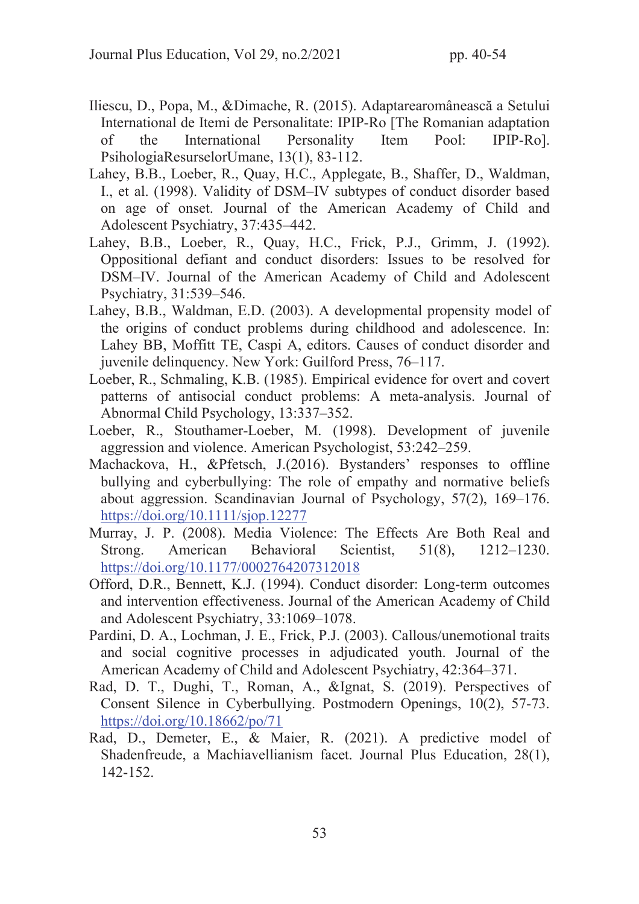Iliescu, D., Popa, M., &Dimache, R. (2015). Adaptarearomânească a Setului International de Itemi de Personalitate: IPIP-Ro [The Romanian adaptation of the International Personality Item Pool: IPIP-Ro]. PsihologiaResurselorUmane, 13(1), 83-112.

Lahey, B.B., Loeber, R., Quay, H.C., Applegate, B., Shaffer, D., Waldman, I., et al. (1998). Validity of DSM–IV subtypes of conduct disorder based on age of onset. Journal of the American Academy of Child and Adolescent Psychiatry, 37:435–442.

Lahey, B.B., Loeber, R., Quay, H.C., Frick, P.J., Grimm, J. (1992). Oppositional defiant and conduct disorders: Issues to be resolved for DSM–IV. Journal of the American Academy of Child and Adolescent Psychiatry, 31:539–546.

Lahey, B.B., Waldman, E.D. (2003). A developmental propensity model of the origins of conduct problems during childhood and adolescence. In: Lahey BB, Moffitt TE, Caspi A, editors. Causes of conduct disorder and juvenile delinquency. New York: Guilford Press, 76–117.

Loeber, R., Schmaling, K.B. (1985). Empirical evidence for overt and covert patterns of antisocial conduct problems: A meta-analysis. Journal of Abnormal Child Psychology, 13:337–352.

Loeber, R., Stouthamer-Loeber, M. (1998). Development of juvenile aggression and violence. American Psychologist, 53:242–259.

Machackova, H., &Pfetsch, J.(2016). Bystanders' responses to offline bullying and cyberbullying: The role of empathy and normative beliefs about aggression. Scandinavian Journal of Psychology, 57(2), 169–176. https://doi.org/10.1111/sjop.12277

Murray, J. P. (2008). Media Violence: The Effects Are Both Real and Strong. American Behavioral Scientist, 51(8), 1212–1230. https://doi.org/10.1177/0002764207312018

Offord, D.R., Bennett, K.J. (1994). Conduct disorder: Long-term outcomes and intervention effectiveness. Journal of the American Academy of Child and Adolescent Psychiatry, 33:1069–1078.

Pardini, D. A., Lochman, J. E., Frick, P.J. (2003). Callous/unemotional traits and social cognitive processes in adjudicated youth. Journal of the American Academy of Child and Adolescent Psychiatry, 42:364–371.

Rad, D. T., Dughi, T., Roman, A., &Ignat, S. (2019). Perspectives of Consent Silence in Cyberbullying. Postmodern Openings, 10(2), 57-73. https://doi.org/10.18662/po/71

Rad, D., Demeter, E., & Maier, R. (2021). A predictive model of Shadenfreude, a Machiavellianism facet. Journal Plus Education, 28(1), 142-152.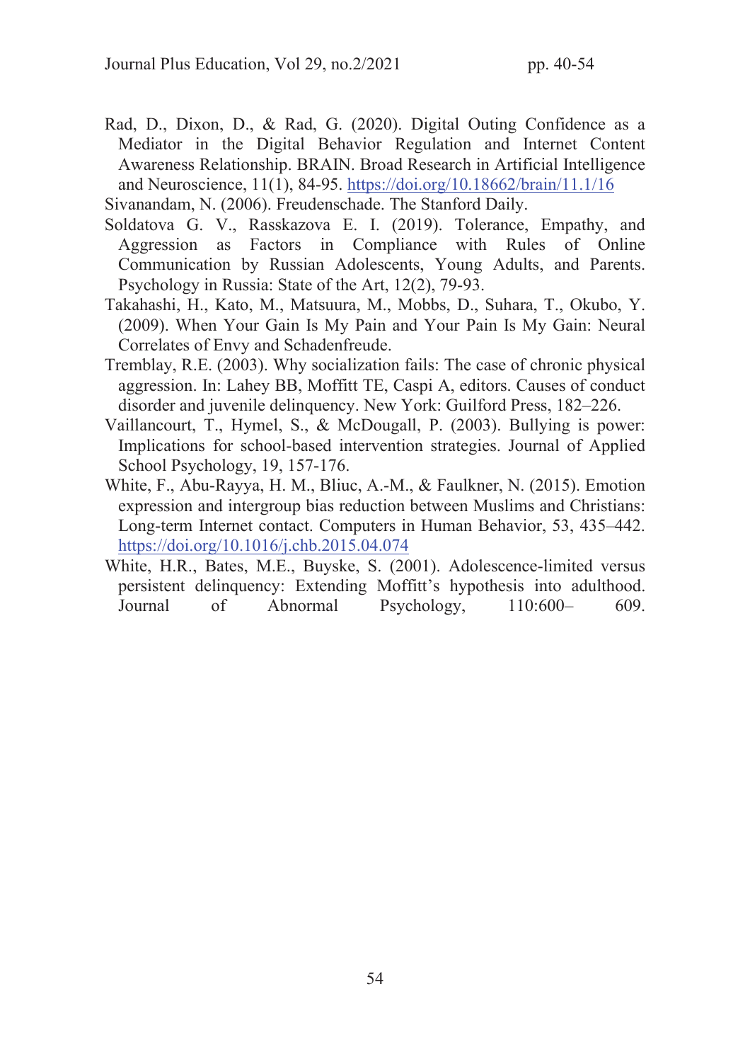Rad, D., Dixon, D., & Rad, G. (2020). Digital Outing Confidence as a Mediator in the Digital Behavior Regulation and Internet Content Awareness Relationship. BRAIN. Broad Research in Artificial Intelligence and Neuroscience, 11(1), 84-95. https://doi.org/10.18662/brain/11.1/16

Sivanandam, N. (2006). Freudenschade. The Stanford Daily.

Soldatova G. V., Rasskazova E. I. (2019). Tolerance, Empathy, and Aggression as Factors in Compliance with Rules of Online Communication by Russian Adolescents, Young Adults, and Parents. Psychology in Russia: State of the Art, 12(2), 79-93.

Takahashi, H., Kato, M., Matsuura, M., Mobbs, D., Suhara, T., Okubo, Y. (2009). When Your Gain Is My Pain and Your Pain Is My Gain: Neural Correlates of Envy and Schadenfreude.

Tremblay, R.E. (2003). Why socialization fails: The case of chronic physical aggression. In: Lahey BB, Moffitt TE, Caspi A, editors. Causes of conduct disorder and juvenile delinquency. New York: Guilford Press, 182–226.

Vaillancourt, T., Hymel, S., & McDougall, P. (2003). Bullying is power: Implications for school-based intervention strategies. Journal of Applied School Psychology, 19, 157-176.

White, F., Abu-Rayya, H. M., Bliuc, A.-M., & Faulkner, N. (2015). Emotion expression and intergroup bias reduction between Muslims and Christians: Long-term Internet contact. Computers in Human Behavior, 53, 435–442. https://doi.org/10.1016/j.chb.2015.04.074

White, H.R., Bates, M.E., Buyske, S. (2001). Adolescence-limited versus persistent delinquency: Extending Moffitt's hypothesis into adulthood. Journal of Abnormal Psychology, 110:600– 609.